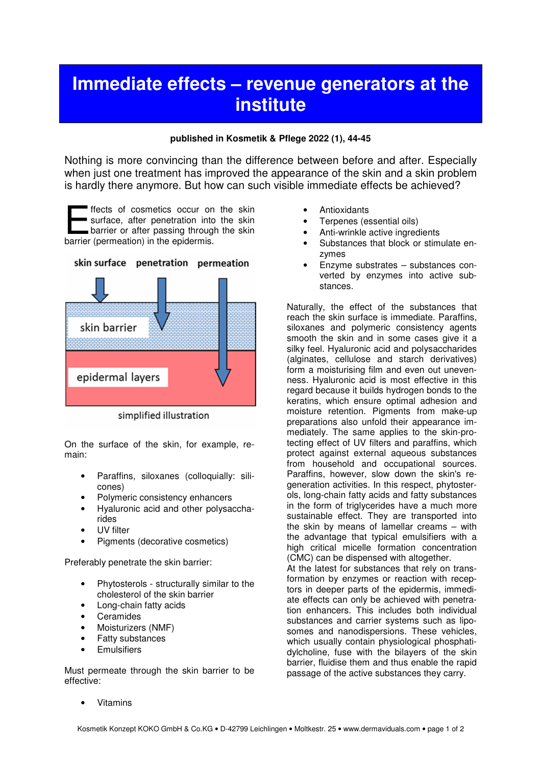# Immediate effects – revenue generators at the institute

**published in Kosmetik & Pflege 2022 (1), 44-45**

Nothing is more convincing than the difference between before and after. Especially when just one treatment has improved the appearance of the skin and a skin problem is hardly there anymore. But how can such visible immediate effects be achieved?

Effects of cosmetics occur on the skin surface, after penetration into the skin barrier or after passing through the skin barrier (permeation) in the epidermis.

skin surface   penetration   permeation

skin barrier

epidermal layers

simplified illustration

On the surface of the skin, for example, remain:

- Paraffins, siloxanes (colloquially: silicones)
- Polymeric consistency enhancers
- Hyaluronic acid and other polysaccharides
- UV filter
- Pigments (decorative cosmetics)

Preferably penetrate the skin barrier:

- Phytosterols - structurally similar to the cholesterol of the skin barrier
- Long-chain fatty acids
- Ceramides
- Moisturizers (NMF)
- Fatty substances
- Emulsifiers

Must permeate through the skin barrier to be effective:

- Vitamins
- Antioxidants
- Terpenes (essential oils)
- Anti-wrinkle active ingredients
- Substances that block or stimulate enzymes
- Enzyme substrates – substances converted by enzymes into active substances.

Naturally, the effect of the substances that reach the skin surface is immediate. Paraffins, siloxanes and polymeric consistency agents smooth the skin and in some cases give it a silky feel. Hyaluronic acid and polysaccharides (alginates, cellulose and starch derivatives) form a moisturising film and even out unevenness. Hyaluronic acid is most effective in this regard because it builds hydrogen bonds to the keratins, which ensure optimal adhesion and moisture retention. Pigments from make-up preparations also unfold their appearance immediately. The same applies to the skin-protecting effect of UV filters and paraffins, which protect against external aqueous substances from household and occupational sources. Paraffins, however, slow down the skin's regeneration activities. In this respect, phytosterols, long-chain fatty acids and fatty substances in the form of triglycerides have a much more sustainable effect. They are transported into the skin by means of lamellar creams – with the advantage that typical emulsifiers with a high critical micelle formation concentration (CMC) can be dispensed with altogether.
At the latest for substances that rely on transformation by enzymes or reaction with receptors in deeper parts of the epidermis, immediate effects can only be achieved with penetration enhancers. This includes both individual substances and carrier systems such as liposomes and nanodispersions. These vehicles, which usually contain physiological phosphatidylcholine, fuse with the bilayers of the skin barrier, fluidise them and thus enable the rapid passage of the active substances they carry.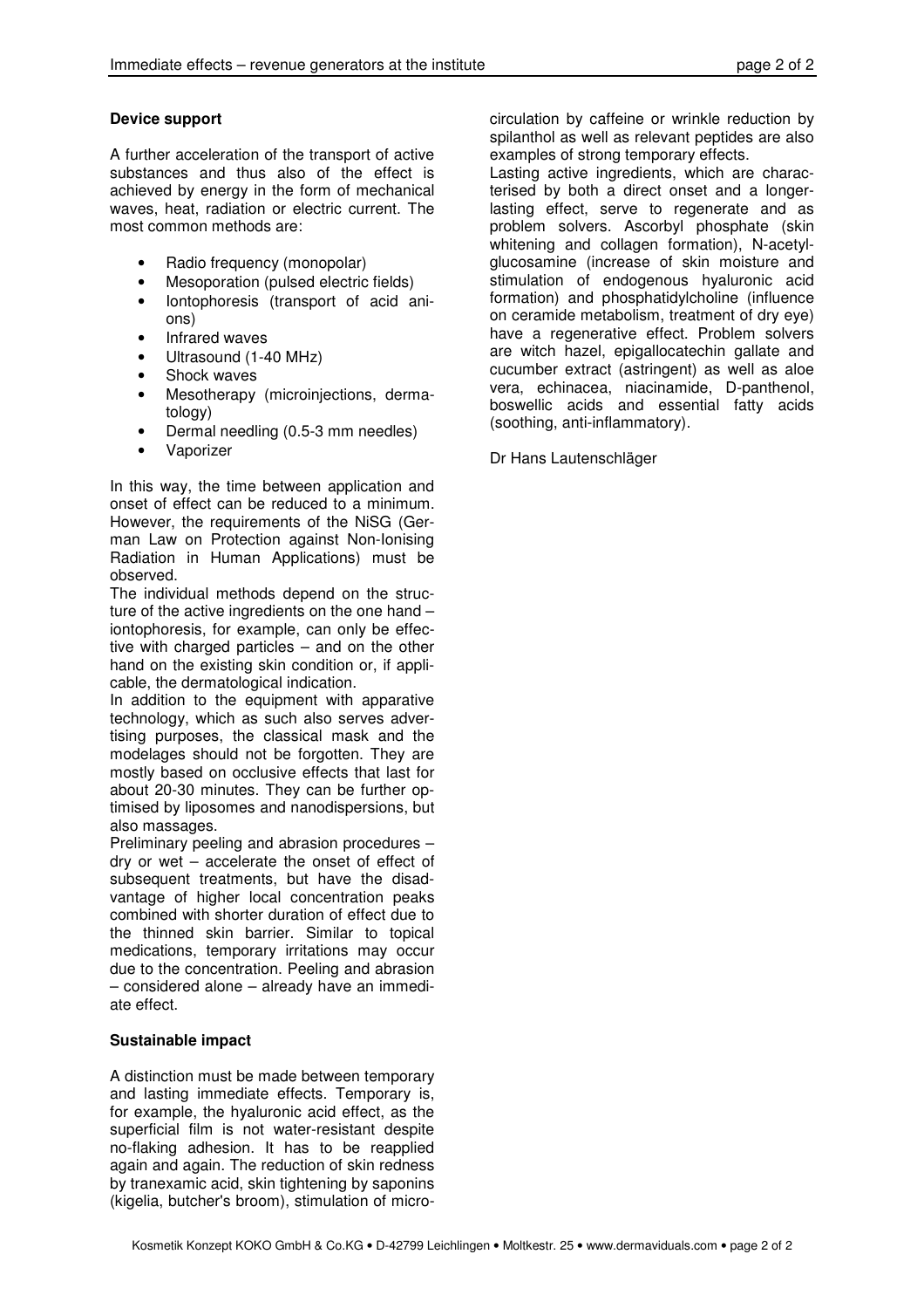## Device support

A further acceleration of the transport of active substances and thus also of the effect is achieved by energy in the form of mechanical waves, heat, radiation or electric current. The most common methods are:

- Radio frequency (monopolar)
- Mesoporation (pulsed electric fields)
- Iontophoresis (transport of acid anions)
- Infrared waves
- Ultrasound (1-40 MHz)
- Shock waves
- Mesotherapy (microinjections, dermatology)
- Dermal needling (0.5-3 mm needles)
- Vaporizer

In this way, the time between application and onset of effect can be reduced to a minimum. However, the requirements of the NiSG (German Law on Protection against Non-Ionising Radiation in Human Applications) must be observed.

The individual methods depend on the structure of the active ingredients on the one hand – iontophoresis, for example, can only be effective with charged particles – and on the other hand on the existing skin condition or, if applicable, the dermatological indication.

In addition to the equipment with apparative technology, which as such also serves advertising purposes, the classical mask and the modelages should not be forgotten. They are mostly based on occlusive effects that last for about 20-30 minutes. They can be further optimised by liposomes and nanodispersions, but also massages.

Preliminary peeling and abrasion procedures – dry or wet – accelerate the onset of effect of subsequent treatments, but have the disadvantage of higher local concentration peaks combined with shorter duration of effect due to the thinned skin barrier. Similar to topical medications, temporary irritations may occur due to the concentration. Peeling and abrasion – considered alone – already have an immediate effect.

## Sustainable impact

A distinction must be made between temporary and lasting immediate effects. Temporary is, for example, the hyaluronic acid effect, as the superficial film is not water-resistant despite no-flaking adhesion. It has to be reapplied again and again. The reduction of skin redness by tranexamic acid, skin tightening by saponins (kigelia, butcher's broom), stimulation of microcirculation by caffeine or wrinkle reduction by spilanthol as well as relevant peptides are also examples of strong temporary effects.

Lasting active ingredients, which are characterised by both a direct onset and a longer-lasting effect, serve to regenerate and as problem solvers. Ascorbyl phosphate (skin whitening and collagen formation), N-acetylglucosamine (increase of skin moisture and stimulation of endogenous hyaluronic acid formation) and phosphatidylcholine (influence on ceramide metabolism, treatment of dry eye) have a regenerative effect. Problem solvers are witch hazel, epigallocatechin gallate and cucumber extract (astringent) as well as aloe vera, echinacea, niacinamide, D-panthenol, boswellic acids and essential fatty acids (soothing, anti-inflammatory).

Dr Hans Lautenschläger